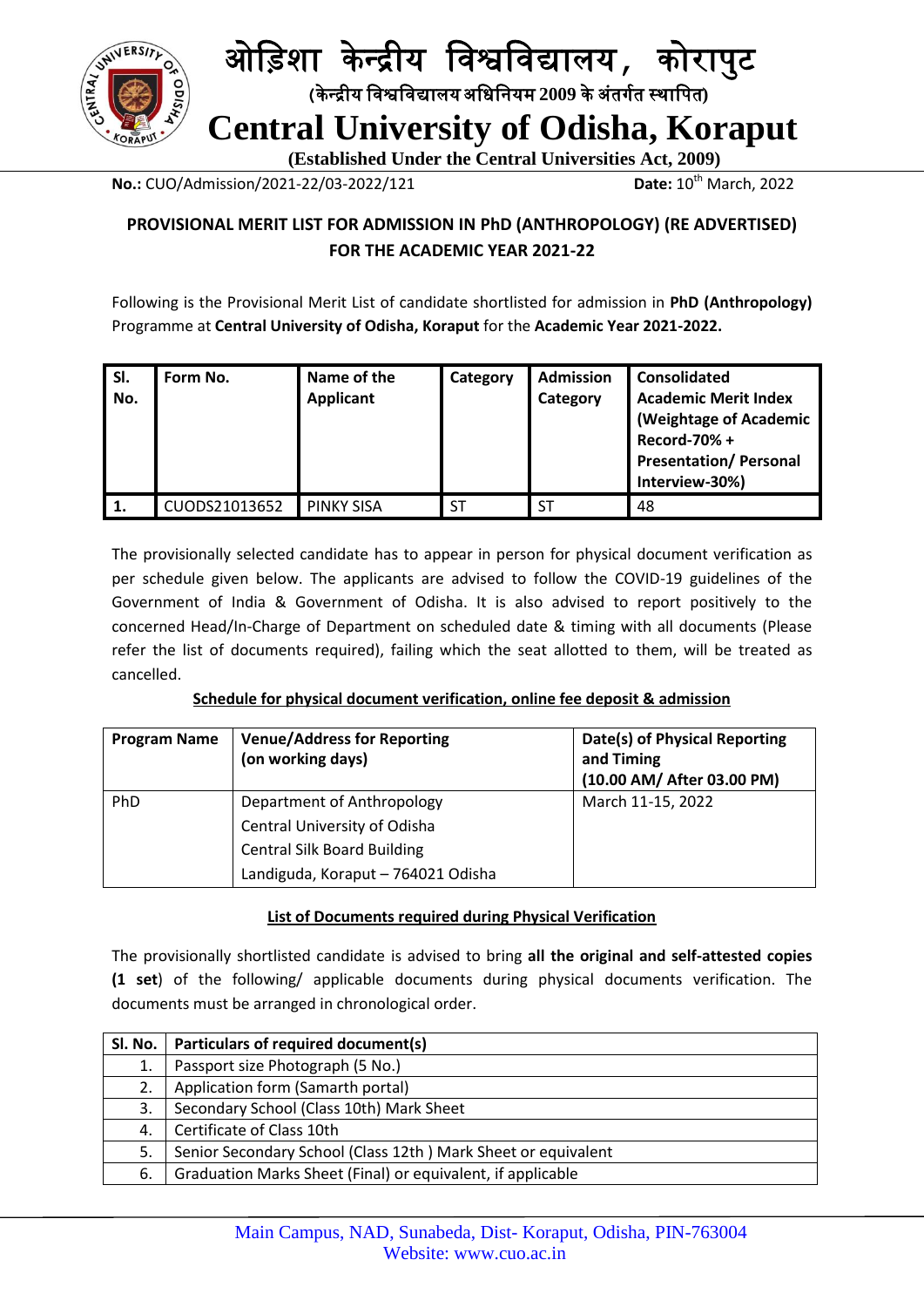# ओड़िशा केन्द्रीय विश्वविद्यालय, कोरापुट

(केन्द्रीय विश्वविद्यालय अधिनियम 2009 के अंतर्गत स्थापित)

# Central University of Odisha, Koraput

**(Established Under the Central Universities Act, 2009)**

**No.:** CUO/Admission/2021-22/03-2022/121 **Date:** 10th March, 2022

## PROVISIONAL MERIT LIST FOR ADMISSION IN PhD (ANTHROPOLOGY) (RE ADVERTISED) FOR THE ACADEMIC YEAR 2021-22

Following is the Provisional Merit List of candidate shortlisted for admission in **PhD (Anthropology)** Programme at **Central University of Odisha, Koraput** for the **Academic Year 2021-2022.**

| Sl. No. | Form No. | Name of the Applicant | Category | Admission Category | Consolidated Academic Merit Index (Weightage of Academic Record-70% + Presentation/ Personal Interview-30%) |
|---|---|---|---|---|---|
| **1.** | CUODS21013652 | PINKY SISA | ST | ST | 48 |

The provisionally selected candidate has to appear in person for physical document verification as per schedule given below. The applicants are advised to follow the COVID-19 guidelines of the Government of India & Government of Odisha. It is also advised to report positively to the concerned Head/In-Charge of Department on scheduled date & timing with all documents (Please refer the list of documents required), failing which the seat allotted to them, will be treated as cancelled.

**Schedule for physical document verification, online fee deposit & admission**

| Program Name | Venue/Address for Reporting (on working days) | Date(s) of Physical Reporting and Timing (10.00 AM/ After 03.00 PM) |
|---|---|---|
| PhD | Department of Anthropology<br>Central University of Odisha<br>Central Silk Board Building<br>Landiguda, Koraput – 764021 Odisha | March 11-15, 2022 |

**List of Documents required during Physical Verification**

The provisionally shortlisted candidate is advised to bring **all the original and self-attested copies (1 set**) of the following/ applicable documents during physical documents verification. The documents must be arranged in chronological order.

| Sl. No. | Particulars of required document(s) |
|---|---|
| 1. | Passport size Photograph (5 No.) |
| 2. | Application form (Samarth portal) |
| 3. | Secondary School (Class 10th) Mark Sheet |
| 4. | Certificate of Class 10th |
| 5. | Senior Secondary School (Class 12th ) Mark Sheet or equivalent |
| 6. | Graduation Marks Sheet (Final) or equivalent, if applicable |

Main Campus, NAD, Sunabeda, Dist- Koraput, Odisha, PIN-763004
Website: www.cuo.ac.in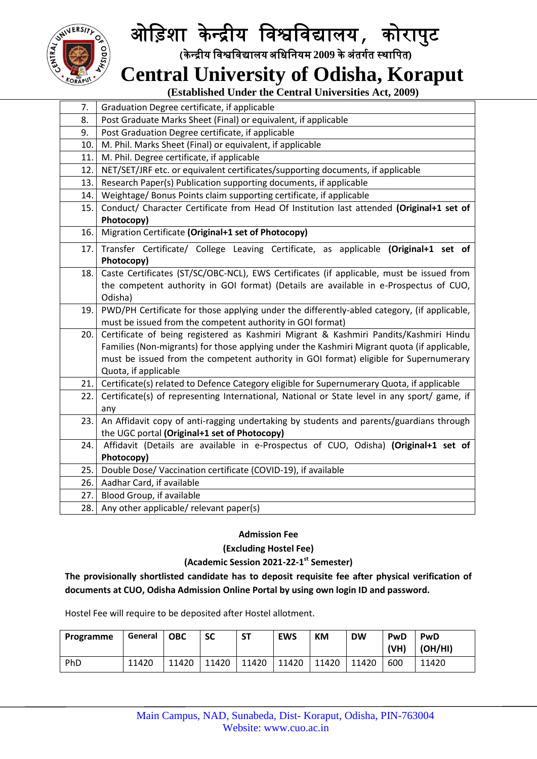| | |
|---|---|
| 7. | Graduation Degree certificate, if applicable |
| 8. | Post Graduate Marks Sheet (Final) or equivalent, if applicable |
| 9. | Post Graduation Degree certificate, if applicable |
| 10. | M. Phil. Marks Sheet (Final) or equivalent, if applicable |
| 11. | M. Phil. Degree certificate, if applicable |
| 12. | NET/SET/JRF etc. or equivalent certificates/supporting documents, if applicable |
| 13. | Research Paper(s) Publication supporting documents, if applicable |
| 14. | Weightage/ Bonus Points claim supporting certificate, if applicable |
| 15. | Conduct/ Character Certificate from Head Of Institution last attended **(Original+1 set of Photocopy)** |
| 16. | Migration Certificate **(Original+1 set of Photocopy)** |
| 17. | Transfer Certificate/ College Leaving Certificate, as applicable **(Original+1 set of Photocopy)** |
| 18. | Caste Certificates (ST/SC/OBC-NCL), EWS Certificates (if applicable, must be issued from the competent authority in GOI format) (Details are available in e-Prospectus of CUO, Odisha) |
| 19. | PWD/PH Certificate for those applying under the differently-abled category, (if applicable, must be issued from the competent authority in GOI format) |
| 20. | Certificate of being registered as Kashmiri Migrant & Kashmiri Pandits/Kashmiri Hindu Families (Non-migrants) for those applying under the Kashmiri Migrant quota (if applicable, must be issued from the competent authority in GOI format) eligible for Supernumerary Quota, if applicable |
| 21. | Certificate(s) related to Defence Category eligible for Supernumerary Quota, if applicable |
| 22. | Certificate(s) of representing International, National or State level in any sport/ game, if any |
| 23. | An Affidavit copy of anti-ragging undertaking by students and parents/guardians through the UGC portal **(Original+1 set of Photocopy)** |
| 24. | Affidavit (Details are available in e-Prospectus of CUO, Odisha) **(Original+1 set of Photocopy)** |
| 25. | Double Dose/ Vaccination certificate (COVID-19), if available |
| 26. | Aadhar Card, if available |
| 27. | Blood Group, if available |
| 28. | Any other applicable/ relevant paper(s) |

**Admission Fee**

**(Excluding Hostel Fee)**

**(Academic Session 2021-22-1st Semester)**

**The provisionally shortlisted candidate has to deposit requisite fee after physical verification of documents at CUO, Odisha Admission Online Portal by using own login ID and password.**

Hostel Fee will require to be deposited after Hostel allotment.

| Programme | General | OBC | SC | ST | EWS | KM | DW | PwD (VH) | PwD (OH/HI) |
|---|---|---|---|---|---|---|---|---|---|
| PhD | 11420 | 11420 | 11420 | 11420 | 11420 | 11420 | 11420 | 600 | 11420 |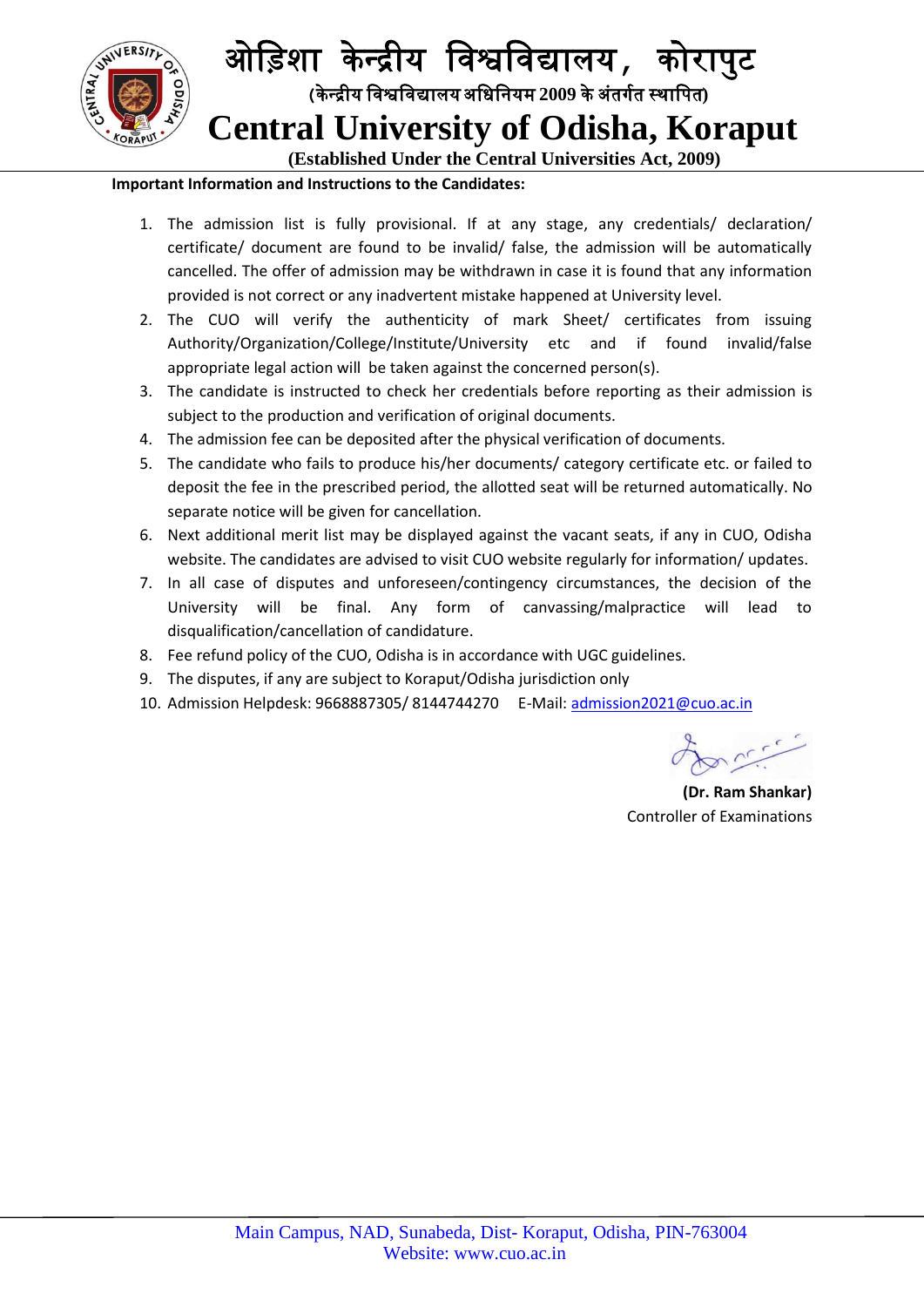# ओड़िशा केन्द्रीय विश्वविद्यालय, कोरापुट

**(केन्द्रीय विश्वविद्यालय अधिनियम 2009 के अंतर्गत स्थापित)**

# Central University of Odisha, Koraput

**(Established Under the Central Universities Act, 2009)**

**Important Information and Instructions to the Candidates:**

1. The admission list is fully provisional. If at any stage, any credentials/ declaration/ certificate/ document are found to be invalid/ false, the admission will be automatically cancelled. The offer of admission may be withdrawn in case it is found that any information provided is not correct or any inadvertent mistake happened at University level.
2. The CUO will verify the authenticity of mark Sheet/ certificates from issuing Authority/Organization/College/Institute/University etc and if found invalid/false appropriate legal action will be taken against the concerned person(s).
3. The candidate is instructed to check her credentials before reporting as their admission is subject to the production and verification of original documents.
4. The admission fee can be deposited after the physical verification of documents.
5. The candidate who fails to produce his/her documents/ category certificate etc. or failed to deposit the fee in the prescribed period, the allotted seat will be returned automatically. No separate notice will be given for cancellation.
6. Next additional merit list may be displayed against the vacant seats, if any in CUO, Odisha website. The candidates are advised to visit CUO website regularly for information/ updates.
7. In all case of disputes and unforeseen/contingency circumstances, the decision of the University will be final. Any form of canvassing/malpractice will lead to disqualification/cancellation of candidature.
8. Fee refund policy of the CUO, Odisha is in accordance with UGC guidelines.
9. The disputes, if any are subject to Koraput/Odisha jurisdiction only
10. Admission Helpdesk: 9668887305/ 8144744270 E-Mail: admission2021@cuo.ac.in

**(Dr. Ram Shankar)**
Controller of Examinations

Main Campus, NAD, Sunabeda, Dist- Koraput, Odisha, PIN-763004
Website: www.cuo.ac.in